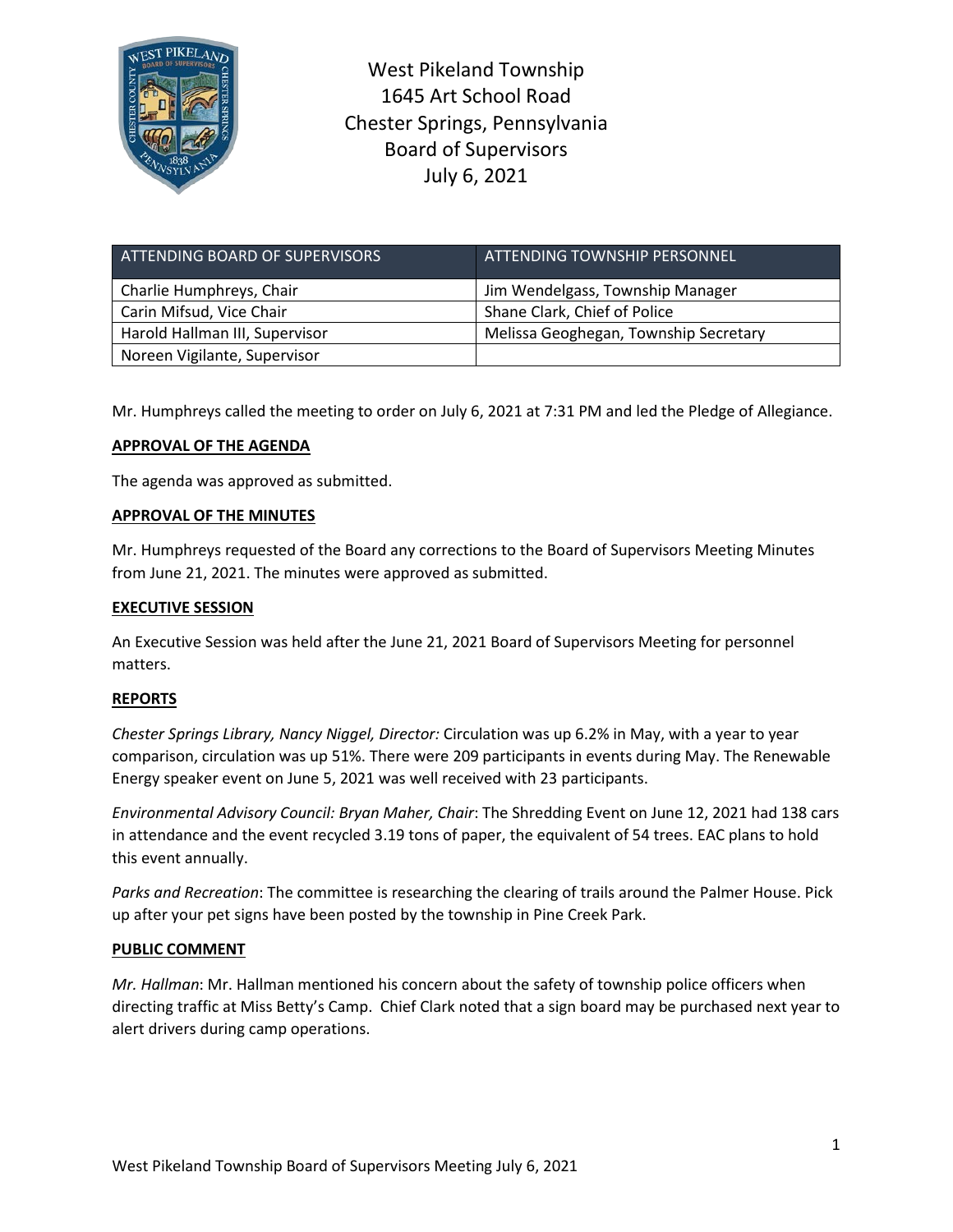# West Pikeland Township
# 1645 Art School Road
# Chester Springs, Pennsylvania
# Board of Supervisors
# July 6, 2021

| ATTENDING BOARD OF SUPERVISORS | ATTENDING TOWNSHIP PERSONNEL |
|---|---|
| Charlie Humphreys, Chair | Jim Wendelgass, Township Manager |
| Carin Mifsud, Vice Chair | Shane Clark, Chief of Police |
| Harold Hallman III, Supervisor | Melissa Geoghegan, Township Secretary |
| Noreen Vigilante, Supervisor | |

Mr. Humphreys called the meeting to order on July 6, 2021 at 7:31 PM and led the Pledge of Allegiance.

**APPROVAL OF THE AGENDA**

The agenda was approved as submitted.

**APPROVAL OF THE MINUTES**

Mr. Humphreys requested of the Board any corrections to the Board of Supervisors Meeting Minutes from June 21, 2021. The minutes were approved as submitted.

**EXECUTIVE SESSION**

An Executive Session was held after the June 21, 2021 Board of Supervisors Meeting for personnel matters.

**REPORTS**

*Chester Springs Library, Nancy Niggel, Director:* Circulation was up 6.2% in May, with a year to year comparison, circulation was up 51%. There were 209 participants in events during May. The Renewable Energy speaker event on June 5, 2021 was well received with 23 participants.

*Environmental Advisory Council: Bryan Maher, Chair*: The Shredding Event on June 12, 2021 had 138 cars in attendance and the event recycled 3.19 tons of paper, the equivalent of 54 trees. EAC plans to hold this event annually.

*Parks and Recreation*: The committee is researching the clearing of trails around the Palmer House. Pick up after your pet signs have been posted by the township in Pine Creek Park.

**PUBLIC COMMENT**

*Mr. Hallman*: Mr. Hallman mentioned his concern about the safety of township police officers when directing traffic at Miss Betty's Camp. Chief Clark noted that a sign board may be purchased next year to alert drivers during camp operations.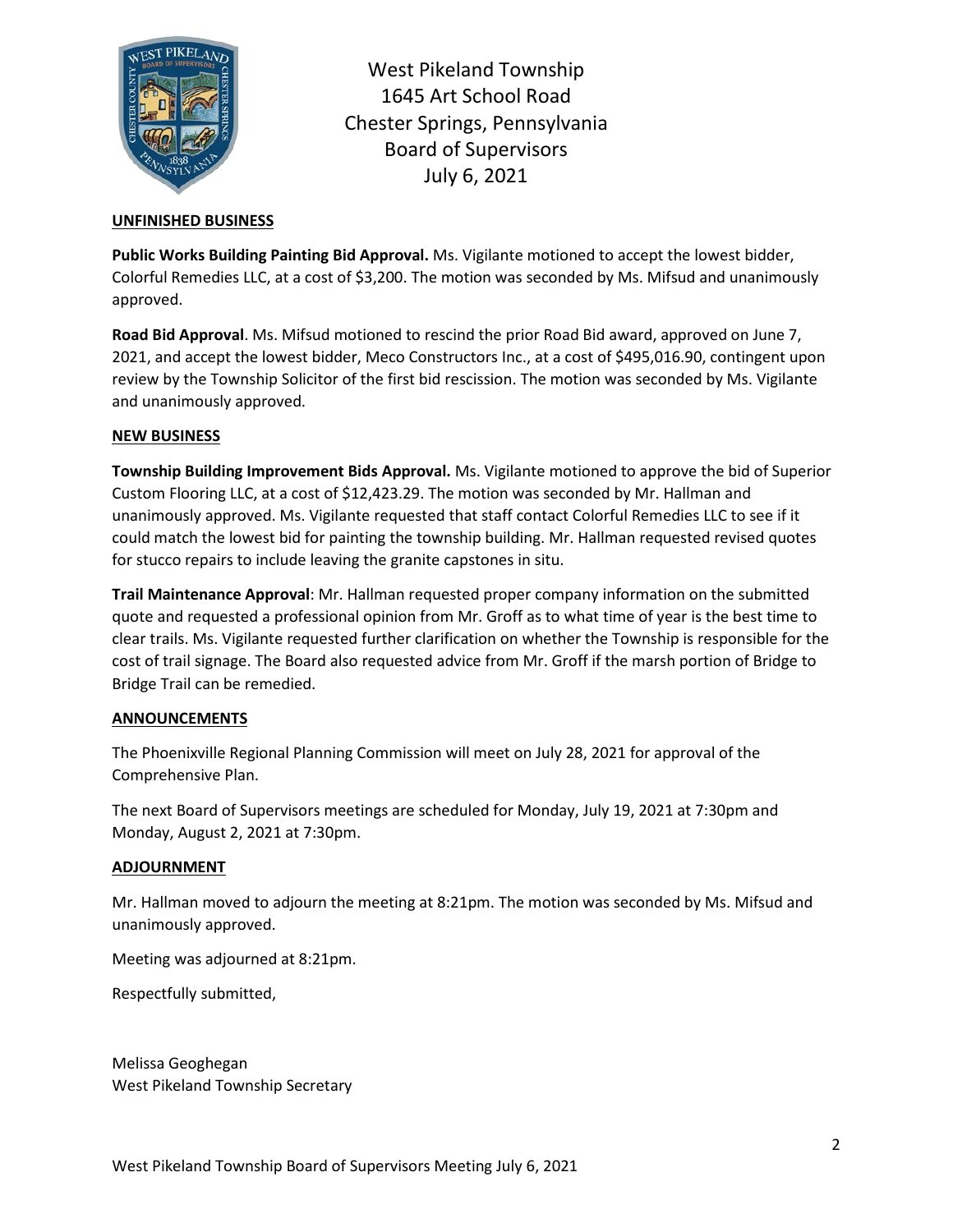## UNFINISHED BUSINESS

**Public Works Building Painting Bid Approval.** Ms. Vigilante motioned to accept the lowest bidder, Colorful Remedies LLC, at a cost of $3,200. The motion was seconded by Ms. Mifsud and unanimously approved.

**Road Bid Approval**. Ms. Mifsud motioned to rescind the prior Road Bid award, approved on June 7, 2021, and accept the lowest bidder, Meco Constructors Inc., at a cost of $495,016.90, contingent upon review by the Township Solicitor of the first bid rescission. The motion was seconded by Ms. Vigilante and unanimously approved.

## NEW BUSINESS

**Township Building Improvement Bids Approval.** Ms. Vigilante motioned to approve the bid of Superior Custom Flooring LLC, at a cost of $12,423.29. The motion was seconded by Mr. Hallman and unanimously approved. Ms. Vigilante requested that staff contact Colorful Remedies LLC to see if it could match the lowest bid for painting the township building. Mr. Hallman requested revised quotes for stucco repairs to include leaving the granite capstones in situ.

**Trail Maintenance Approval**: Mr. Hallman requested proper company information on the submitted quote and requested a professional opinion from Mr. Groff as to what time of year is the best time to clear trails. Ms. Vigilante requested further clarification on whether the Township is responsible for the cost of trail signage. The Board also requested advice from Mr. Groff if the marsh portion of Bridge to Bridge Trail can be remedied.

## ANNOUNCEMENTS

The Phoenixville Regional Planning Commission will meet on July 28, 2021 for approval of the Comprehensive Plan.

The next Board of Supervisors meetings are scheduled for Monday, July 19, 2021 at 7:30pm and Monday, August 2, 2021 at 7:30pm.

## ADJOURNMENT

Mr. Hallman moved to adjourn the meeting at 8:21pm. The motion was seconded by Ms. Mifsud and unanimously approved.

Meeting was adjourned at 8:21pm.

Respectfully submitted,

Melissa Geoghegan
West Pikeland Township Secretary